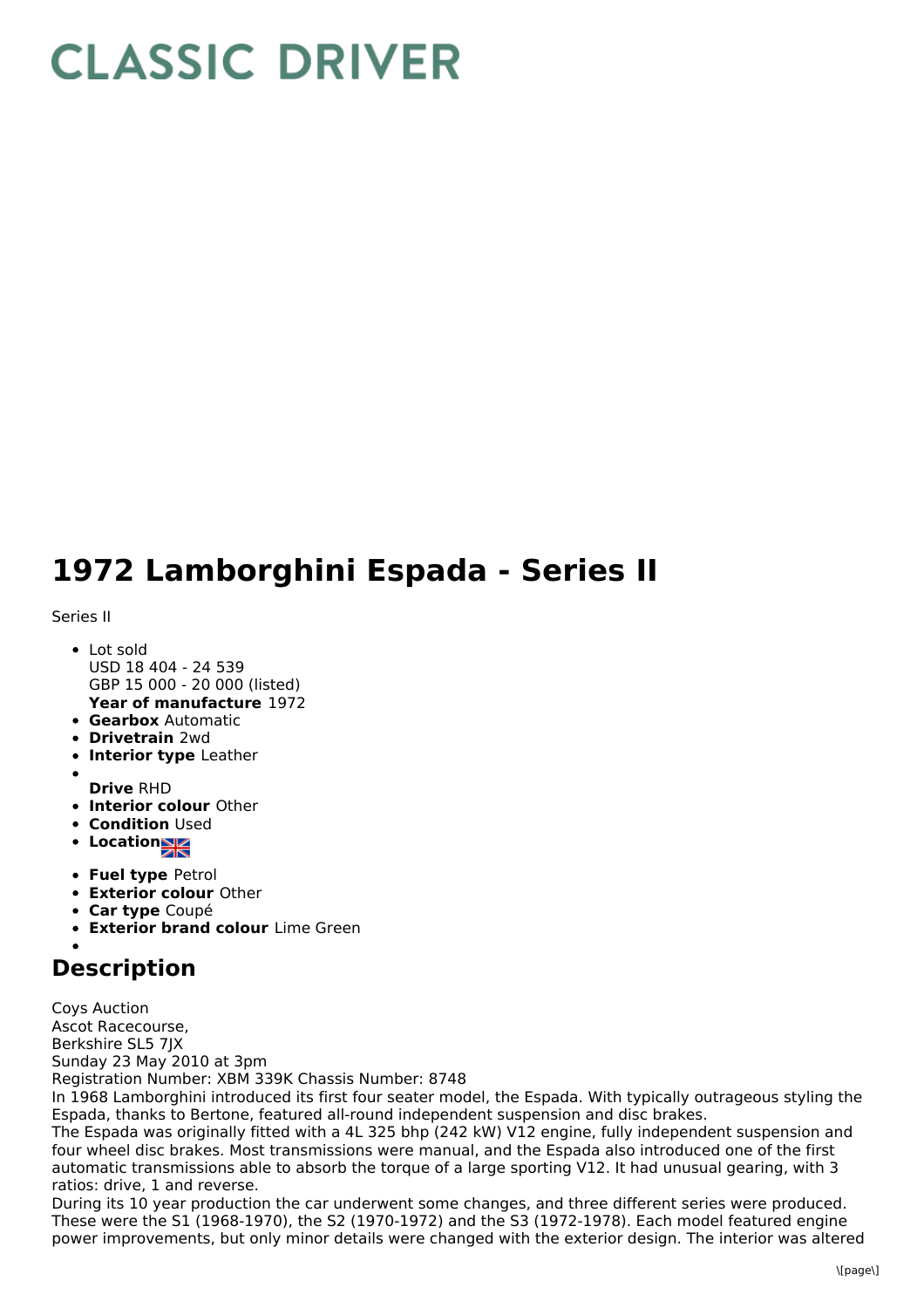# CLASSIC DRIVER

# 1972 Lamborghini Espada - Series II

Series II

- Lot sold
  USD 18 404 - 24 539
  GBP 15 000 - 20 000 (listed)
  **Year of manufacture** 1972
- **Gearbox** Automatic
- **Drivetrain** 2wd
- **Interior type** Leather
- 
  **Drive** RHD
- **Interior colour** Other
- **Condition** Used
- **Location**
- **Fuel type** Petrol
- **Exterior colour** Other
- **Car type** Coupé
- **Exterior brand colour** Lime Green
- 

## Description

Coys Auction
Ascot Racecourse,
Berkshire SL5 7JX
Sunday 23 May 2010 at 3pm
Registration Number: XBM 339K Chassis Number: 8748
In 1968 Lamborghini introduced its first four seater model, the Espada. With typically outrageous styling the Espada, thanks to Bertone, featured all-round independent suspension and disc brakes.
The Espada was originally fitted with a 4L 325 bhp (242 kW) V12 engine, fully independent suspension and four wheel disc brakes. Most transmissions were manual, and the Espada also introduced one of the first automatic transmissions able to absorb the torque of a large sporting V12. It had unusual gearing, with 3 ratios: drive, 1 and reverse.
During its 10 year production the car underwent some changes, and three different series were produced. These were the S1 (1968-1970), the S2 (1970-1972) and the S3 (1972-1978). Each model featured engine power improvements, but only minor details were changed with the exterior design. The interior was altered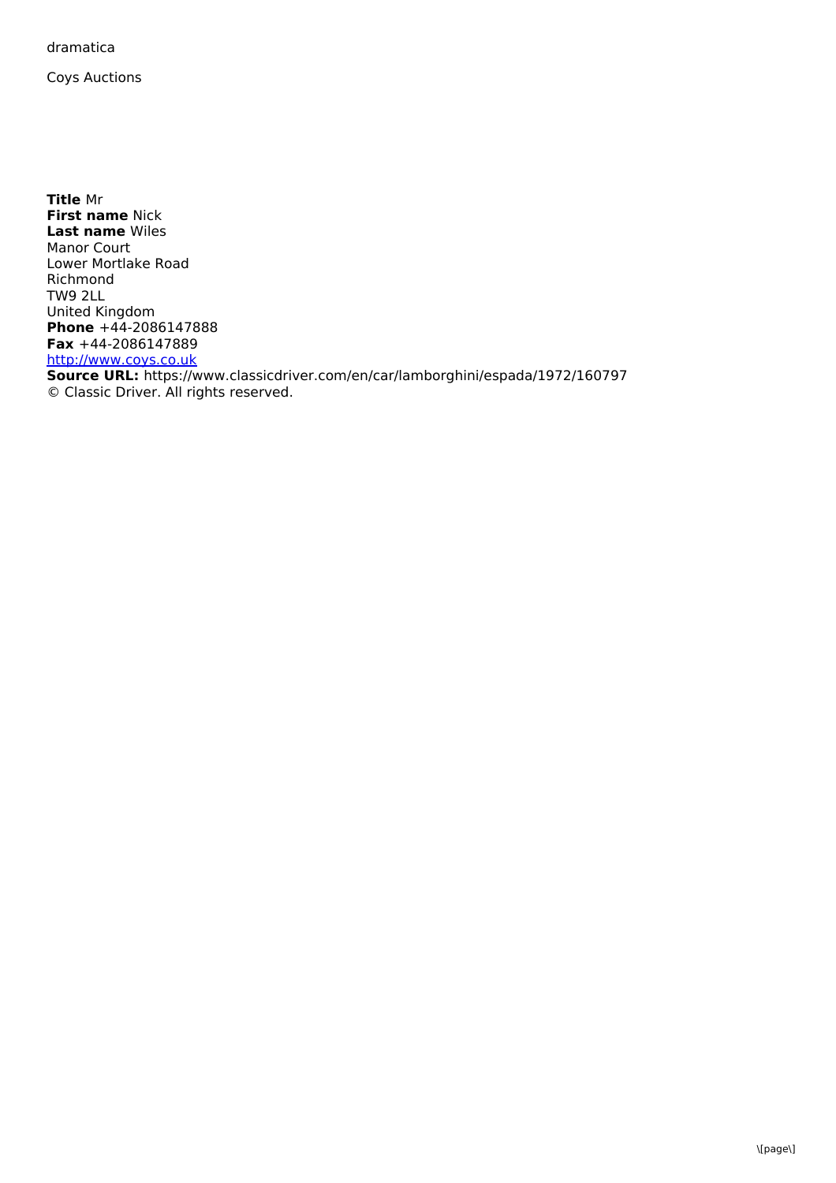dramatica

Coys Auctions

**Title** Mr
**First name** Nick
**Last name** Wiles
Manor Court
Lower Mortlake Road
Richmond
TW9 2LL
United Kingdom
**Phone** +44-2086147888
**Fax** +44-2086147889
http://www.coys.co.uk
**Source URL:** https://www.classicdriver.com/en/car/lamborghini/espada/1972/160797
© Classic Driver. All rights reserved.